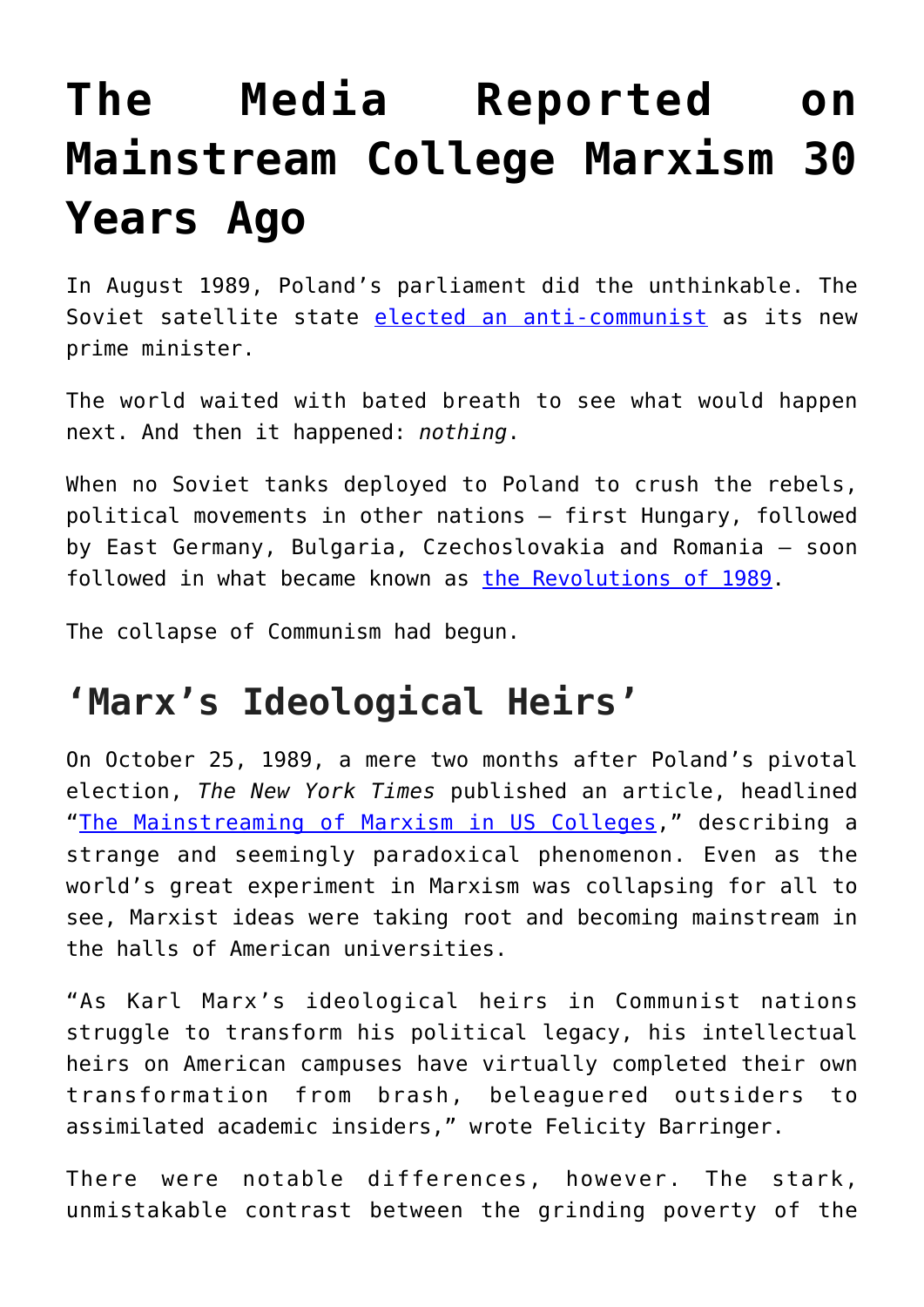# The Media Reported on Mainstream College Marxism 30 Years Ago

In August 1989, Poland's parliament did the unthinkable. The Soviet satellite state elected an anti-communist as its new prime minister.

The world waited with bated breath to see what would happen next. And then it happened: *nothing*.

When no Soviet tanks deployed to Poland to crush the rebels, political movements in other nations – first Hungary, followed by East Germany, Bulgaria, Czechoslovakia and Romania – soon followed in what became known as the Revolutions of 1989.

The collapse of Communism had begun.

## 'Marx's Ideological Heirs'

On October 25, 1989, a mere two months after Poland's pivotal election, *The New York Times* published an article, headlined "The Mainstreaming of Marxism in US Colleges," describing a strange and seemingly paradoxical phenomenon. Even as the world's great experiment in Marxism was collapsing for all to see, Marxist ideas were taking root and becoming mainstream in the halls of American universities.

"As Karl Marx's ideological heirs in Communist nations struggle to transform his political legacy, his intellectual heirs on American campuses have virtually completed their own transformation from brash, beleaguered outsiders to assimilated academic insiders," wrote Felicity Barringer.

There were notable differences, however. The stark, unmistakable contrast between the grinding poverty of the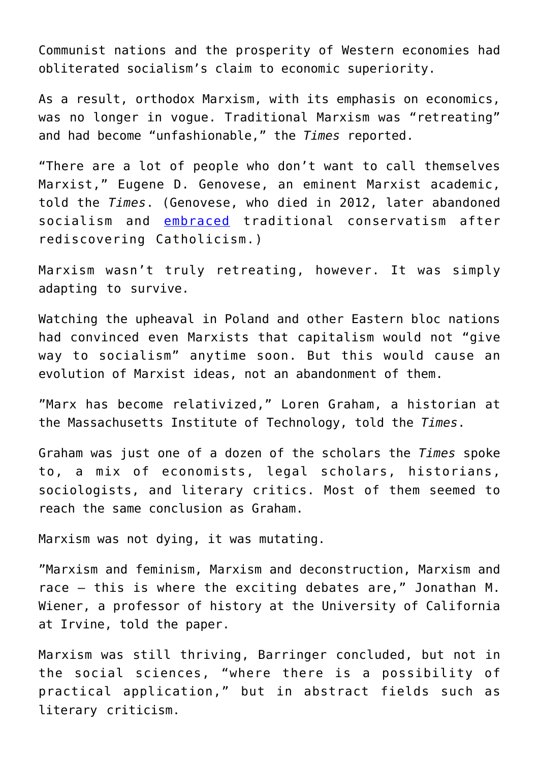Communist nations and the prosperity of Western economies had obliterated socialism's claim to economic superiority.

As a result, orthodox Marxism, with its emphasis on economics, was no longer in vogue. Traditional Marxism was "retreating" and had become "unfashionable," the *Times* reported.

"There are a lot of people who don't want to call themselves Marxist," Eugene D. Genovese, an eminent Marxist academic, told the *Times*. (Genovese, who died in 2012, later abandoned socialism and embraced traditional conservatism after rediscovering Catholicism.)

Marxism wasn't truly retreating, however. It was simply adapting to survive.

Watching the upheaval in Poland and other Eastern bloc nations had convinced even Marxists that capitalism would not "give way to socialism" anytime soon. But this would cause an evolution of Marxist ideas, not an abandonment of them.

"Marx has become relativized," Loren Graham, a historian at the Massachusetts Institute of Technology, told the *Times*.

Graham was just one of a dozen of the scholars the *Times* spoke to, a mix of economists, legal scholars, historians, sociologists, and literary critics. Most of them seemed to reach the same conclusion as Graham.

Marxism was not dying, it was mutating.

"Marxism and feminism, Marxism and deconstruction, Marxism and race — this is where the exciting debates are," Jonathan M. Wiener, a professor of history at the University of California at Irvine, told the paper.

Marxism was still thriving, Barringer concluded, but not in the social sciences, "where there is a possibility of practical application," but in abstract fields such as literary criticism.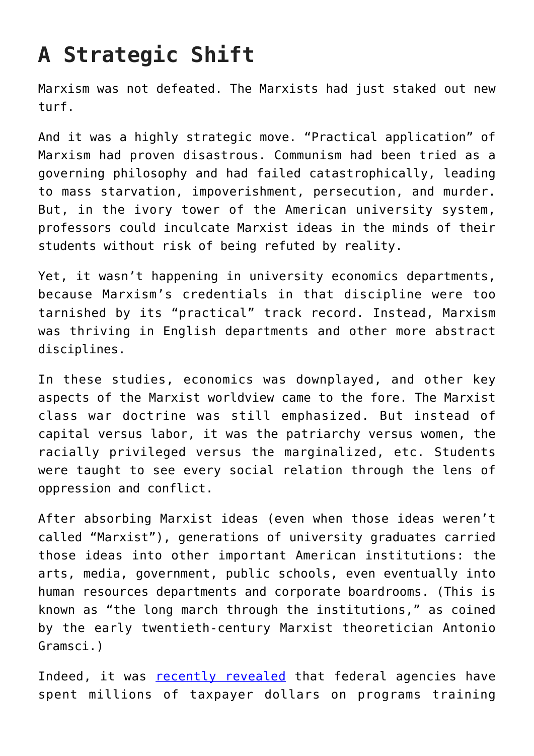## A Strategic Shift

Marxism was not defeated. The Marxists had just staked out new turf.

And it was a highly strategic move. "Practical application" of Marxism had proven disastrous. Communism had been tried as a governing philosophy and had failed catastrophically, leading to mass starvation, impoverishment, persecution, and murder. But, in the ivory tower of the American university system, professors could inculcate Marxist ideas in the minds of their students without risk of being refuted by reality.

Yet, it wasn't happening in university economics departments, because Marxism's credentials in that discipline were too tarnished by its "practical" track record. Instead, Marxism was thriving in English departments and other more abstract disciplines.

In these studies, economics was downplayed, and other key aspects of the Marxist worldview came to the fore. The Marxist class war doctrine was still emphasized. But instead of capital versus labor, it was the patriarchy versus women, the racially privileged versus the marginalized, etc. Students were taught to see every social relation through the lens of oppression and conflict.

After absorbing Marxist ideas (even when those ideas weren't called "Marxist"), generations of university graduates carried those ideas into other important American institutions: the arts, media, government, public schools, even eventually into human resources departments and corporate boardrooms. (This is known as "the long march through the institutions," as coined by the early twentieth-century Marxist theoretician Antonio Gramsci.)

Indeed, it was recently revealed that federal agencies have spent millions of taxpayer dollars on programs training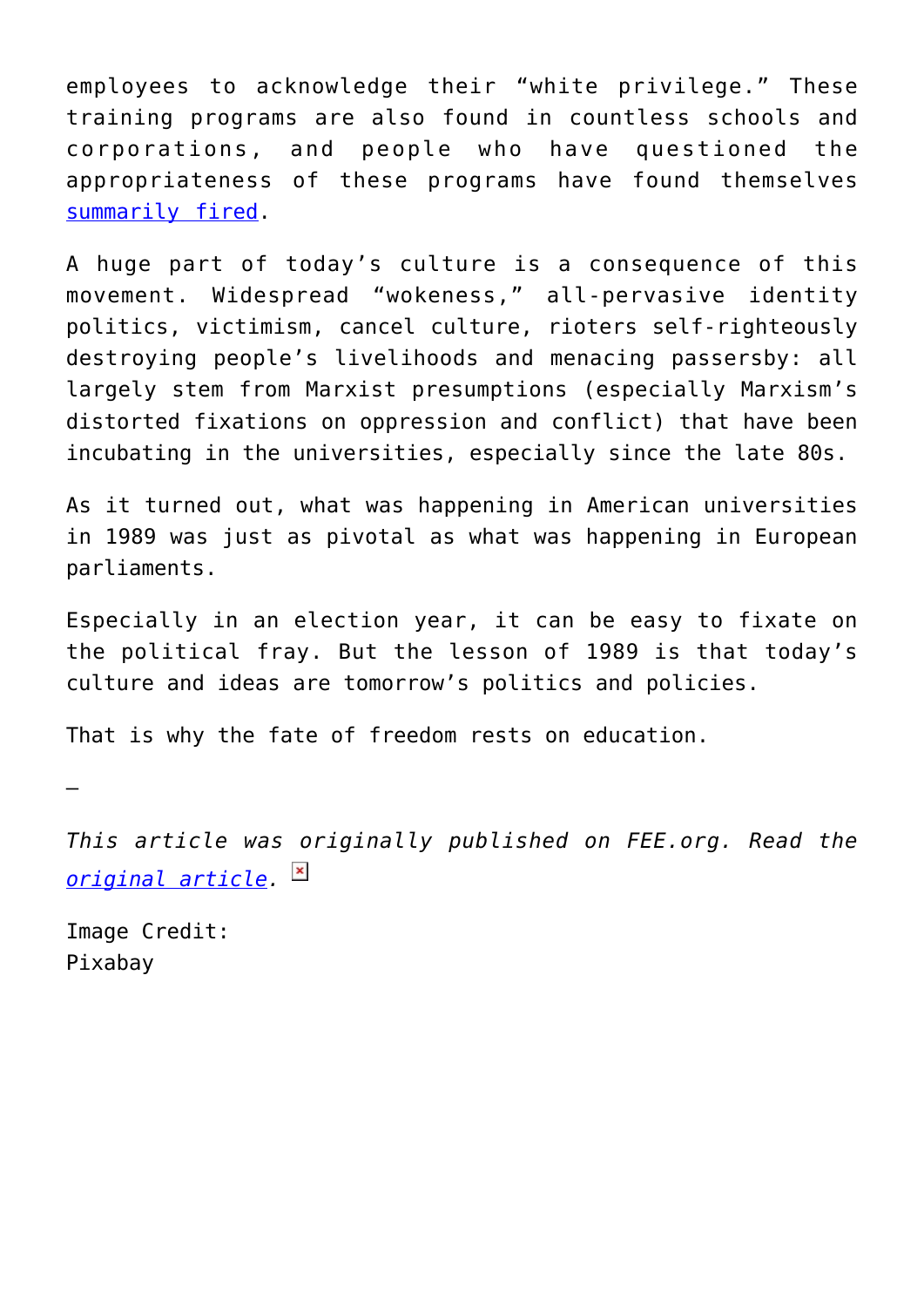employees to acknowledge their “white privilege.” These training programs are also found in countless schools and corporations, and people who have questioned the appropriateness of these programs have found themselves summarily fired.

A huge part of today’s culture is a consequence of this movement. Widespread “wokeness,” all-pervasive identity politics, victimism, cancel culture, rioters self-righteously destroying people’s livelihoods and menacing passersby: all largely stem from Marxist presumptions (especially Marxism’s distorted fixations on oppression and conflict) that have been incubating in the universities, especially since the late 80s.

As it turned out, what was happening in American universities in 1989 was just as pivotal as what was happening in European parliaments.

Especially in an election year, it can be easy to fixate on the political fray. But the lesson of 1989 is that today’s culture and ideas are tomorrow’s politics and policies.

That is why the fate of freedom rests on education.

—

*This article was originally published on FEE.org. Read the original article.*

Image Credit:
Pixabay